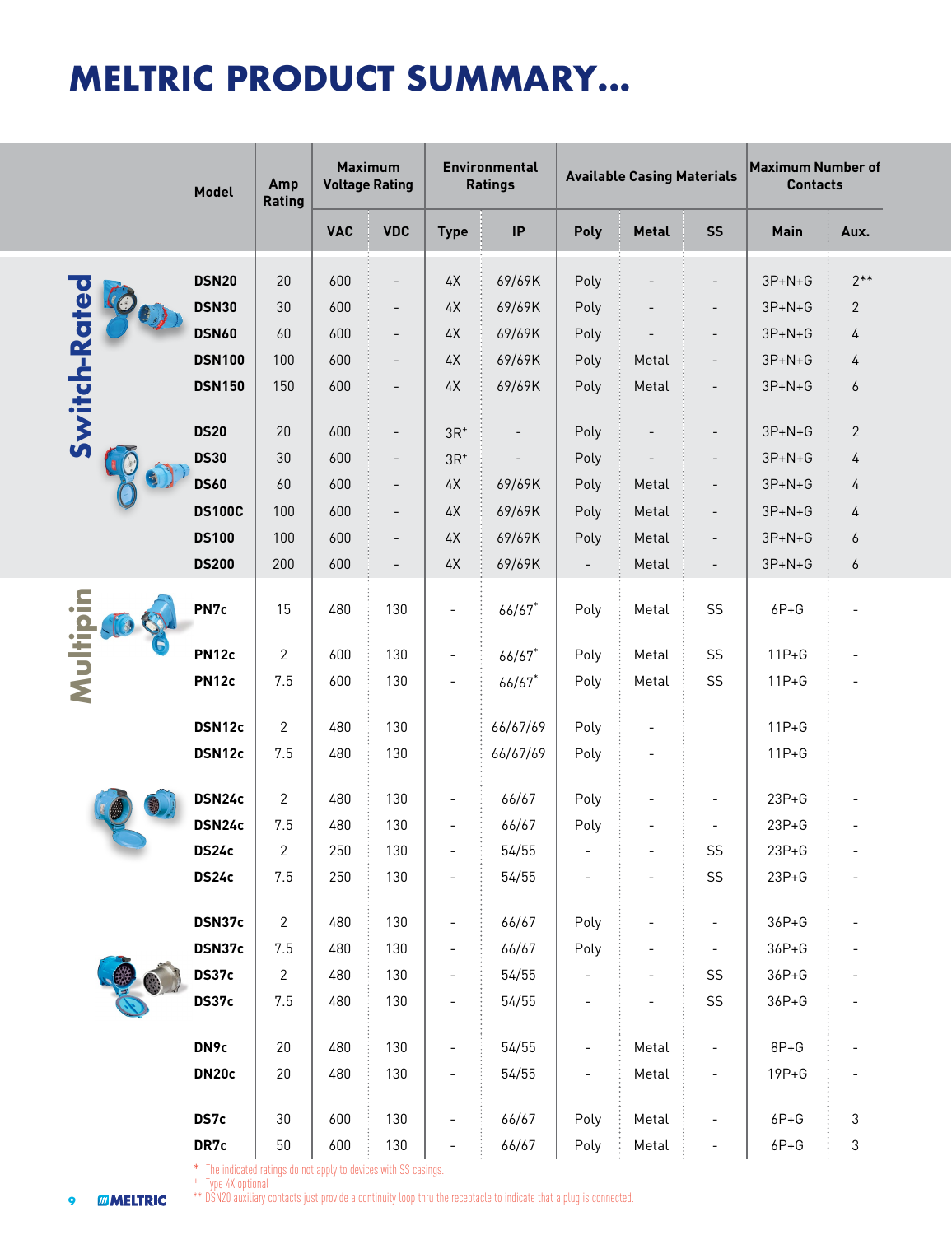# MELTRIC PRODUCT SUMMARY...

| | Model | Amp Rating | Maximum Voltage Rating | | Environmental Ratings | | Available Casing Materials | | | Maximum Number of Contacts | |
|---|---|---|---|---|---|---|---|---|---|---|---|
| | | | VAC | VDC | Type | IP | Poly | Metal | SS | Main | Aux. |
| Switch-Rated | DSN20 | 20 | 600 | - | 4X | 69/69K | Poly | - | - | 3P+N+G | 2** |
| | DSN30 | 30 | 600 | - | 4X | 69/69K | Poly | - | - | 3P+N+G | 2 |
| | DSN60 | 60 | 600 | - | 4X | 69/69K | Poly | - | - | 3P+N+G | 4 |
| | DSN100 | 100 | 600 | - | 4X | 69/69K | Poly | Metal | - | 3P+N+G | 4 |
| | DSN150 | 150 | 600 | - | 4X | 69/69K | Poly | Metal | - | 3P+N+G | 6 |
| | DS20 | 20 | 600 | - | 3R+ | - | Poly | - | - | 3P+N+G | 2 |
| | DS30 | 30 | 600 | - | 3R+ | - | Poly | - | - | 3P+N+G | 4 |
| | DS60 | 60 | 600 | - | 4X | 69/69K | Poly | Metal | - | 3P+N+G | 4 |
| | DS100C | 100 | 600 | - | 4X | 69/69K | Poly | Metal | - | 3P+N+G | 4 |
| | DS100 | 100 | 600 | - | 4X | 69/69K | Poly | Metal | - | 3P+N+G | 6 |
| | DS200 | 200 | 600 | - | 4X | 69/69K | - | Metal | - | 3P+N+G | 6 |
| Multipin | PN7c | 15 | 480 | 130 | - | 66/67* | Poly | Metal | SS | 6P+G | - |
| | PN12c | 2 | 600 | 130 | - | 66/67* | Poly | Metal | SS | 11P+G | - |
| | PN12c | 7.5 | 600 | 130 | - | 66/67* | Poly | Metal | SS | 11P+G | - |
| | DSN12c | 2 | 480 | 130 | | 66/67/69 | Poly | - | | 11P+G | |
| | DSN12c | 7.5 | 480 | 130 | | 66/67/69 | Poly | - | | 11P+G | |
| | DSN24c | 2 | 480 | 130 | - | 66/67 | Poly | - | - | 23P+G | - |
| | DSN24c | 7.5 | 480 | 130 | - | 66/67 | Poly | - | - | 23P+G | - |
| | DS24c | 2 | 250 | 130 | - | 54/55 | - | - | SS | 23P+G | - |
| | DS24c | 7.5 | 250 | 130 | - | 54/55 | - | - | SS | 23P+G | - |
| | DSN37c | 2 | 480 | 130 | - | 66/67 | Poly | - | - | 36P+G | - |
| | DSN37c | 7.5 | 480 | 130 | - | 66/67 | Poly | - | - | 36P+G | - |
| | DS37c | 2 | 480 | 130 | - | 54/55 | - | - | SS | 36P+G | - |
| | DS37c | 7.5 | 480 | 130 | - | 54/55 | - | - | SS | 36P+G | - |
| | DN9c | 20 | 480 | 130 | - | 54/55 | - | Metal | - | 8P+G | - |
| | DN20c | 20 | 480 | 130 | - | 54/55 | - | Metal | - | 19P+G | - |
| | DS7c | 30 | 600 | 130 | - | 66/67 | Poly | Metal | - | 6P+G | 3 |
| | DR7c | 50 | 600 | 130 | - | 66/67 | Poly | Metal | - | 6P+G | 3 |

\* The indicated ratings do not apply to devices with SS casings.

+ Type 4X optional

** DSN20 auxiliary contacts just provide a continuity loop thru the receptacle to indicate that a plug is connected.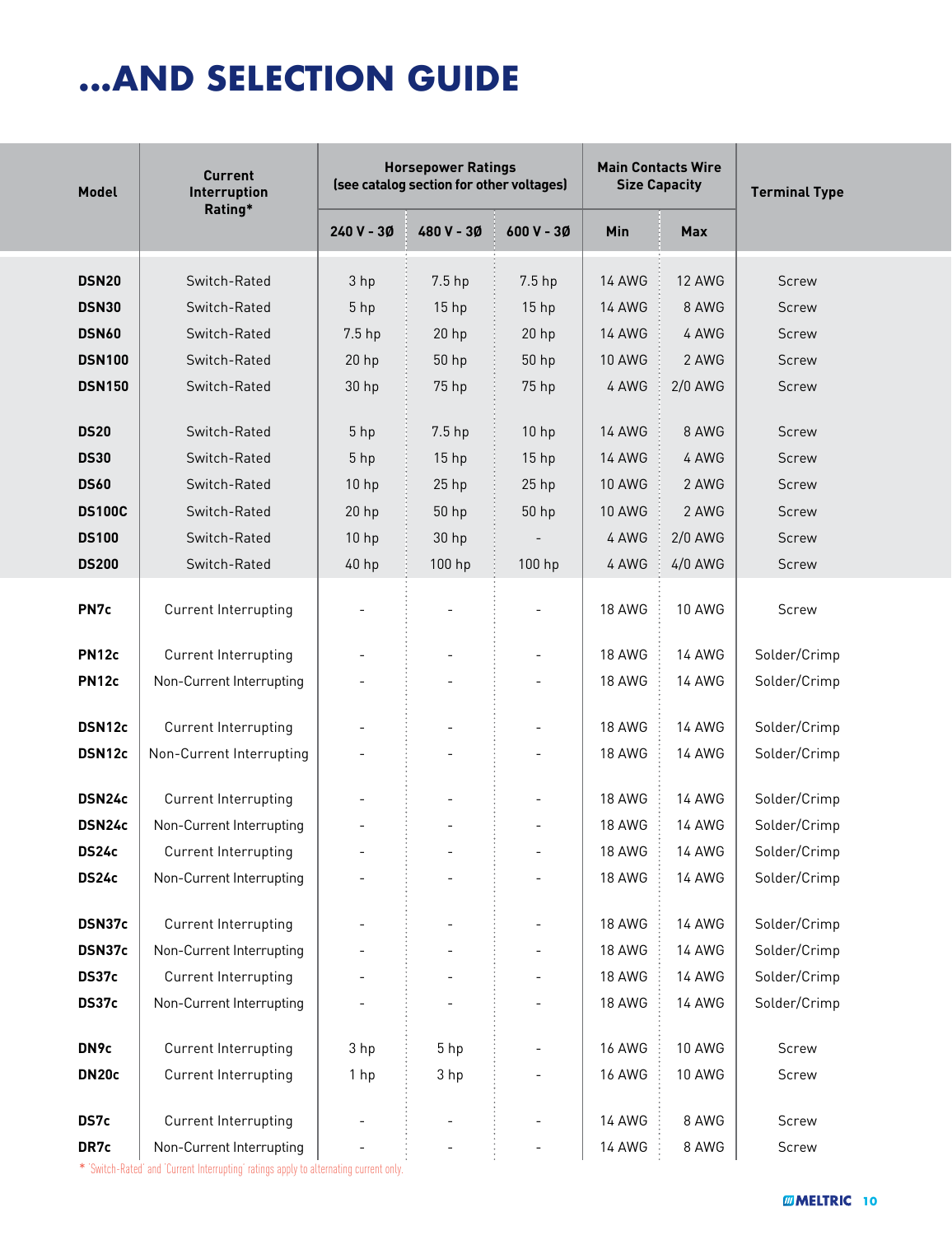# ...AND SELECTION GUIDE

| Model | Current Interruption Rating* | Horsepower Ratings (see catalog section for other voltages) | | | Main Contacts Wire Size Capacity | | Terminal Type |
|---|---|---|---|---|---|---|---|
| | | 240 V - 3Ø | 480 V - 3Ø | 600 V - 3Ø | Min | Max | |
| **DSN20** | Switch-Rated | 3 hp | 7.5 hp | 7.5 hp | 14 AWG | 12 AWG | Screw |
| **DSN30** | Switch-Rated | 5 hp | 15 hp | 15 hp | 14 AWG | 8 AWG | Screw |
| **DSN60** | Switch-Rated | 7.5 hp | 20 hp | 20 hp | 14 AWG | 4 AWG | Screw |
| **DSN100** | Switch-Rated | 20 hp | 50 hp | 50 hp | 10 AWG | 2 AWG | Screw |
| **DSN150** | Switch-Rated | 30 hp | 75 hp | 75 hp | 4 AWG | 2/0 AWG | Screw |
| **DS20** | Switch-Rated | 5 hp | 7.5 hp | 10 hp | 14 AWG | 8 AWG | Screw |
| **DS30** | Switch-Rated | 5 hp | 15 hp | 15 hp | 14 AWG | 4 AWG | Screw |
| **DS60** | Switch-Rated | 10 hp | 25 hp | 25 hp | 10 AWG | 2 AWG | Screw |
| **DS100C** | Switch-Rated | 20 hp | 50 hp | 50 hp | 10 AWG | 2 AWG | Screw |
| **DS100** | Switch-Rated | 10 hp | 30 hp | - | 4 AWG | 2/0 AWG | Screw |
| **DS200** | Switch-Rated | 40 hp | 100 hp | 100 hp | 4 AWG | 4/0 AWG | Screw |
| **PN7c** | Current Interrupting | - | - | - | 18 AWG | 10 AWG | Screw |
| **PN12c** | Current Interrupting | - | - | - | 18 AWG | 14 AWG | Solder/Crimp |
| **PN12c** | Non-Current Interrupting | - | - | - | 18 AWG | 14 AWG | Solder/Crimp |
| **DSN12c** | Current Interrupting | - | - | - | 18 AWG | 14 AWG | Solder/Crimp |
| **DSN12c** | Non-Current Interrupting | - | - | - | 18 AWG | 14 AWG | Solder/Crimp |
| **DSN24c** | Current Interrupting | - | - | - | 18 AWG | 14 AWG | Solder/Crimp |
| **DSN24c** | Non-Current Interrupting | - | - | - | 18 AWG | 14 AWG | Solder/Crimp |
| **DS24c** | Current Interrupting | - | - | - | 18 AWG | 14 AWG | Solder/Crimp |
| **DS24c** | Non-Current Interrupting | - | - | - | 18 AWG | 14 AWG | Solder/Crimp |
| **DSN37c** | Current Interrupting | - | - | - | 18 AWG | 14 AWG | Solder/Crimp |
| **DSN37c** | Non-Current Interrupting | - | - | - | 18 AWG | 14 AWG | Solder/Crimp |
| **DS37c** | Current Interrupting | - | - | - | 18 AWG | 14 AWG | Solder/Crimp |
| **DS37c** | Non-Current Interrupting | - | - | - | 18 AWG | 14 AWG | Solder/Crimp |
| **DN9c** | Current Interrupting | 3 hp | 5 hp | - | 16 AWG | 10 AWG | Screw |
| **DN20c** | Current Interrupting | 1 hp | 3 hp | - | 16 AWG | 10 AWG | Screw |
| **DS7c** | Current Interrupting | - | - | - | 14 AWG | 8 AWG | Screw |
| **DR7c** | Non-Current Interrupting | - | - | - | 14 AWG | 8 AWG | Screw |

* 'Switch-Rated' and 'Current Interrupting' ratings apply to alternating current only.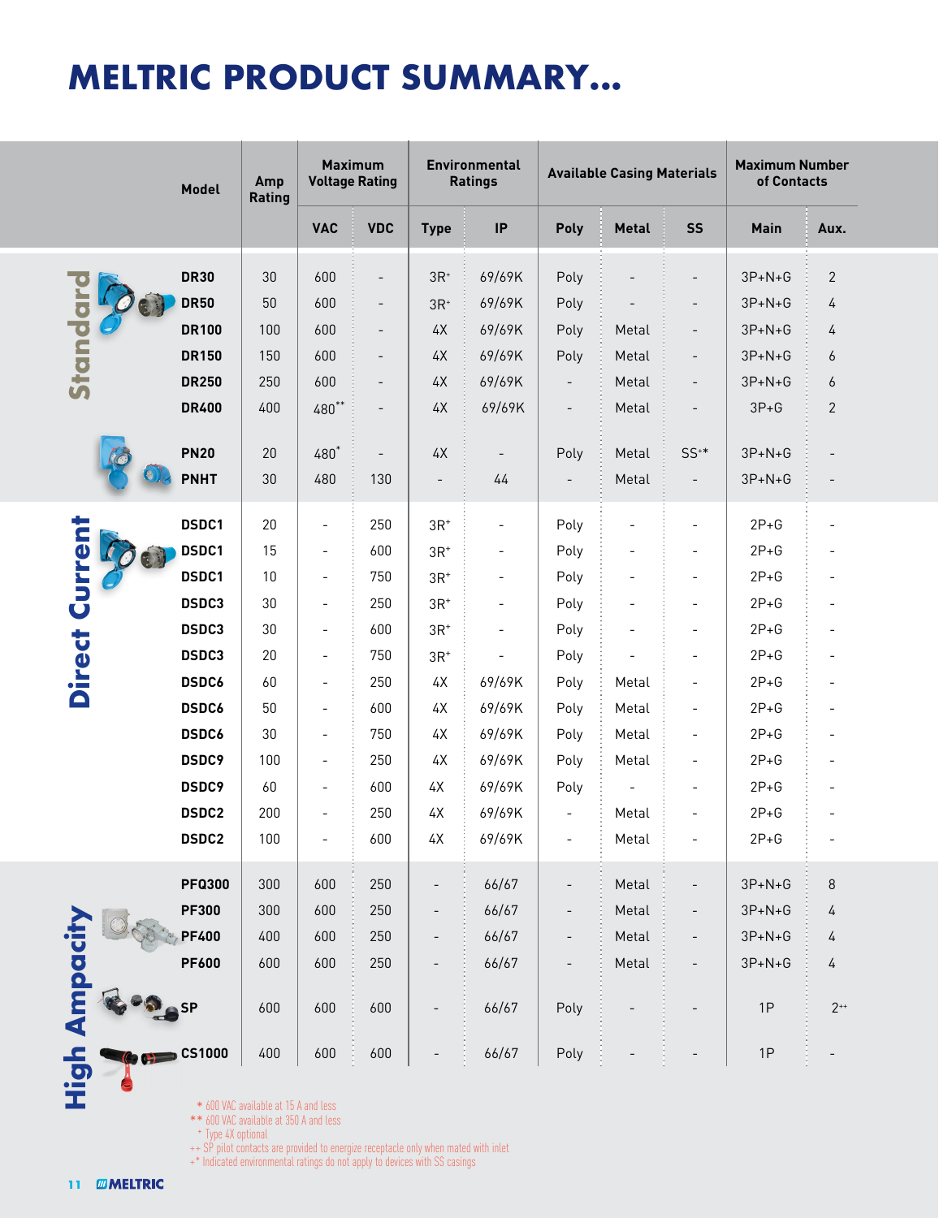# MELTRIC PRODUCT SUMMARY...

| Category | Model | Amp Rating | Maximum Voltage Rating | | Environmental Ratings | | Available Casing Materials | | | Maximum Number of Contacts | |
|---|---|---|---|---|---|---|---|---|---|---|---|
| | | | VAC | VDC | Type | IP | Poly | Metal | SS | Main | Aux. |
| Standard | DR30 | 30 | 600 | - | 3R+ | 69/69K | Poly | - | - | 3P+N+G | 2 |
| Standard | DR50 | 50 | 600 | - | 3R+ | 69/69K | Poly | - | - | 3P+N+G | 4 |
| Standard | DR100 | 100 | 600 | - | 4X | 69/69K | Poly | Metal | - | 3P+N+G | 4 |
| Standard | DR150 | 150 | 600 | - | 4X | 69/69K | Poly | Metal | - | 3P+N+G | 6 |
| Standard | DR250 | 250 | 600 | - | 4X | 69/69K | - | Metal | - | 3P+N+G | 6 |
| Standard | DR400 | 400 | 480** | - | 4X | 69/69K | - | Metal | - | 3P+G | 2 |
| Standard | PN20 | 20 | 480* | - | 4X | - | Poly | Metal | SS+* | 3P+N+G | - |
| Standard | PNHT | 30 | 480 | 130 | - | 44 | - | Metal | - | 3P+N+G | - |
| Direct Current | DSDC1 | 20 | - | 250 | 3R+ | - | Poly | - | - | 2P+G | - |
| Direct Current | DSDC1 | 15 | - | 600 | 3R+ | - | Poly | - | - | 2P+G | - |
| Direct Current | DSDC1 | 10 | - | 750 | 3R+ | - | Poly | - | - | 2P+G | - |
| Direct Current | DSDC3 | 30 | - | 250 | 3R+ | - | Poly | - | - | 2P+G | - |
| Direct Current | DSDC3 | 30 | - | 600 | 3R+ | - | Poly | - | - | 2P+G | - |
| Direct Current | DSDC3 | 20 | - | 750 | 3R+ | - | Poly | - | - | 2P+G | - |
| Direct Current | DSDC6 | 60 | - | 250 | 4X | 69/69K | Poly | Metal | - | 2P+G | - |
| Direct Current | DSDC6 | 50 | - | 600 | 4X | 69/69K | Poly | Metal | - | 2P+G | - |
| Direct Current | DSDC6 | 30 | - | 750 | 4X | 69/69K | Poly | Metal | - | 2P+G | - |
| Direct Current | DSDC9 | 100 | - | 250 | 4X | 69/69K | Poly | Metal | - | 2P+G | - |
| Direct Current | DSDC9 | 60 | - | 600 | 4X | 69/69K | Poly | - | - | 2P+G | - |
| Direct Current | DSDC2 | 200 | - | 250 | 4X | 69/69K | - | Metal | - | 2P+G | - |
| Direct Current | DSDC2 | 100 | - | 600 | 4X | 69/69K | - | Metal | - | 2P+G | - |
| High Ampacity | PFQ300 | 300 | 600 | 250 | - | 66/67 | - | Metal | - | 3P+N+G | 8 |
| High Ampacity | PF300 | 300 | 600 | 250 | - | 66/67 | - | Metal | - | 3P+N+G | 4 |
| High Ampacity | PF400 | 400 | 600 | 250 | - | 66/67 | - | Metal | - | 3P+N+G | 4 |
| High Ampacity | PF600 | 600 | 600 | 250 | - | 66/67 | - | Metal | - | 3P+N+G | 4 |
| High Ampacity | SP | 600 | 600 | 600 | - | 66/67 | Poly | - | - | 1P | 2++ |
| High Ampacity | CS1000 | 400 | 600 | 600 | - | 66/67 | Poly | - | - | 1P | - |

\* 600 VAC available at 15 A and less
** 600 VAC available at 350 A and less
+ Type 4X optional
++ SP pilot contacts are provided to energize receptacle only when mated with inlet
+* Indicated environmental ratings do not apply to devices with SS casings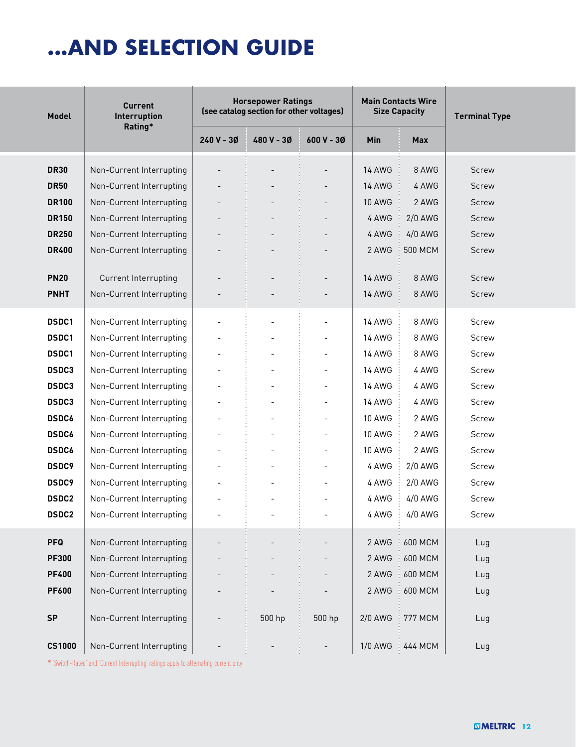# ...AND SELECTION GUIDE

| Model | Current Interruption Rating* | Horsepower Ratings (see catalog section for other voltages) | | | Main Contacts Wire Size Capacity | | Terminal Type |
|---|---|---|---|---|---|---|---|
| | | 240 V - 3Ø | 480 V - 3Ø | 600 V - 3Ø | Min | Max | |
| **DR30** | Non-Current Interrupting | - | - | - | 14 AWG | 8 AWG | Screw |
| **DR50** | Non-Current Interrupting | - | - | - | 14 AWG | 4 AWG | Screw |
| **DR100** | Non-Current Interrupting | - | - | - | 10 AWG | 2 AWG | Screw |
| **DR150** | Non-Current Interrupting | - | - | - | 4 AWG | 2/0 AWG | Screw |
| **DR250** | Non-Current Interrupting | - | - | - | 4 AWG | 4/0 AWG | Screw |
| **DR400** | Non-Current Interrupting | - | - | - | 2 AWG | 500 MCM | Screw |
| **PN20** | Current Interrupting | - | - | - | 14 AWG | 8 AWG | Screw |
| **PNHT** | Non-Current Interrupting | - | - | - | 14 AWG | 8 AWG | Screw |
| **DSDC1** | Non-Current Interrupting | - | - | - | 14 AWG | 8 AWG | Screw |
| **DSDC1** | Non-Current Interrupting | - | - | - | 14 AWG | 8 AWG | Screw |
| **DSDC1** | Non-Current Interrupting | - | - | - | 14 AWG | 8 AWG | Screw |
| **DSDC3** | Non-Current Interrupting | - | - | - | 14 AWG | 4 AWG | Screw |
| **DSDC3** | Non-Current Interrupting | - | - | - | 14 AWG | 4 AWG | Screw |
| **DSDC3** | Non-Current Interrupting | - | - | - | 14 AWG | 4 AWG | Screw |
| **DSDC6** | Non-Current Interrupting | - | - | - | 10 AWG | 2 AWG | Screw |
| **DSDC6** | Non-Current Interrupting | - | - | - | 10 AWG | 2 AWG | Screw |
| **DSDC6** | Non-Current Interrupting | - | - | - | 10 AWG | 2 AWG | Screw |
| **DSDC9** | Non-Current Interrupting | - | - | - | 4 AWG | 2/0 AWG | Screw |
| **DSDC9** | Non-Current Interrupting | - | - | - | 4 AWG | 2/0 AWG | Screw |
| **DSDC2** | Non-Current Interrupting | - | - | - | 4 AWG | 4/0 AWG | Screw |
| **DSDC2** | Non-Current Interrupting | - | - | - | 4 AWG | 4/0 AWG | Screw |
| **PFQ** | Non-Current Interrupting | - | - | - | 2 AWG | 600 MCM | Lug |
| **PF300** | Non-Current Interrupting | - | - | - | 2 AWG | 600 MCM | Lug |
| **PF400** | Non-Current Interrupting | - | - | - | 2 AWG | 600 MCM | Lug |
| **PF600** | Non-Current Interrupting | - | - | - | 2 AWG | 600 MCM | Lug |
| **SP** | Non-Current Interrupting | - | 500 hp | 500 hp | 2/0 AWG | 777 MCM | Lug |
| **CS1000** | Non-Current Interrupting | - | - | - | 1/0 AWG | 444 MCM | Lug |

* 'Switch-Rated' and 'Current Interrupting' ratings apply to alternating current only.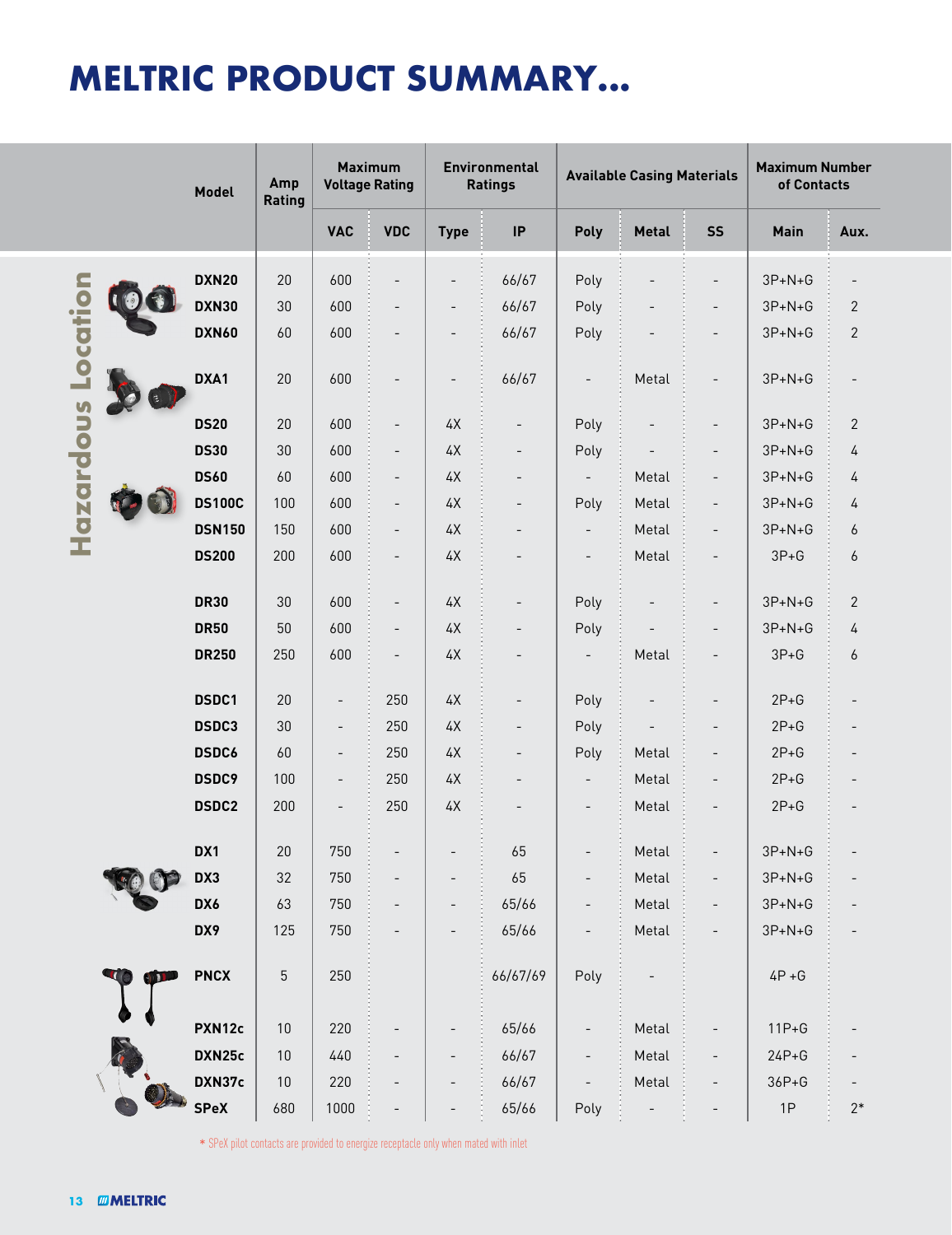# MELTRIC PRODUCT SUMMARY...

| | Model | Amp Rating | Maximum Voltage Rating | | Environmental Ratings | | Available Casing Materials | | | Maximum Number of Contacts | |
|---|---|---|---|---|---|---|---|---|---|---|---|
| | | | VAC | VDC | Type | IP | Poly | Metal | SS | Main | Aux. |
| Hazardous Location | DXN20 | 20 | 600 | - | - | 66/67 | Poly | - | - | 3P+N+G | - |
| | DXN30 | 30 | 600 | - | - | 66/67 | Poly | - | - | 3P+N+G | 2 |
| | DXN60 | 60 | 600 | - | - | 66/67 | Poly | - | - | 3P+N+G | 2 |
| | DXA1 | 20 | 600 | - | - | 66/67 | - | Metal | - | 3P+N+G | - |
| | DS20 | 20 | 600 | - | 4X | - | Poly | - | - | 3P+N+G | 2 |
| | DS30 | 30 | 600 | - | 4X | - | Poly | - | - | 3P+N+G | 4 |
| | DS60 | 60 | 600 | - | 4X | - | - | Metal | - | 3P+N+G | 4 |
| | DS100C | 100 | 600 | - | 4X | - | Poly | Metal | - | 3P+N+G | 4 |
| | DSN150 | 150 | 600 | - | 4X | - | - | Metal | - | 3P+N+G | 6 |
| | DS200 | 200 | 600 | - | 4X | - | - | Metal | - | 3P+G | 6 |
| | DR30 | 30 | 600 | - | 4X | - | Poly | - | - | 3P+N+G | 2 |
| | DR50 | 50 | 600 | - | 4X | - | Poly | - | - | 3P+N+G | 4 |
| | DR250 | 250 | 600 | - | 4X | - | - | Metal | - | 3P+G | 6 |
| | DSDC1 | 20 | - | 250 | 4X | - | Poly | - | - | 2P+G | - |
| | DSDC3 | 30 | - | 250 | 4X | - | Poly | - | - | 2P+G | - |
| | DSDC6 | 60 | - | 250 | 4X | - | Poly | Metal | - | 2P+G | - |
| | DSDC9 | 100 | - | 250 | 4X | - | - | Metal | - | 2P+G | - |
| | DSDC2 | 200 | - | 250 | 4X | - | - | Metal | - | 2P+G | - |
| | DX1 | 20 | 750 | - | - | 65 | - | Metal | - | 3P+N+G | - |
| | DX3 | 32 | 750 | - | - | 65 | - | Metal | - | 3P+N+G | - |
| | DX6 | 63 | 750 | - | - | 65/66 | - | Metal | - | 3P+N+G | - |
| | DX9 | 125 | 750 | - | - | 65/66 | - | Metal | - | 3P+N+G | - |
| | PNCX | 5 | 250 | | | 66/67/69 | Poly | - | | 4P +G | |
| | PXN12c | 10 | 220 | - | - | 65/66 | - | Metal | - | 11P+G | - |
| | DXN25c | 10 | 440 | - | - | 66/67 | - | Metal | - | 24P+G | - |
| | DXN37c | 10 | 220 | - | - | 66/67 | - | Metal | - | 36P+G | - |
| | SPeX | 680 | 1000 | - | - | 65/66 | Poly | - | - | 1P | 2* |

* SPeX pilot contacts are provided to energize receptacle only when mated with inlet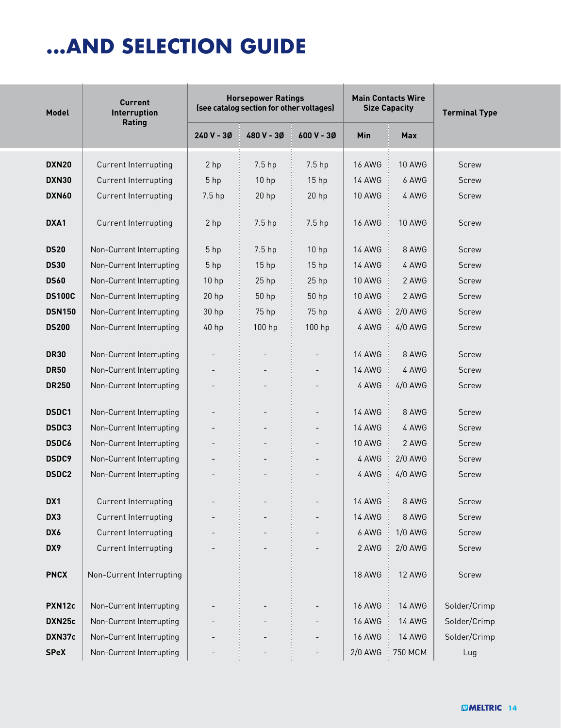# ...AND SELECTION GUIDE

| Model | Current Interruption Rating | Horsepower Ratings (see catalog section for other voltages) | | | Main Contacts Wire Size Capacity | | Terminal Type |
|---|---|---|---|---|---|---|---|
| | | 240 V - 3Ø | 480 V - 3Ø | 600 V - 3Ø | Min | Max | |
| **DXN20** | Current Interrupting | 2 hp | 7.5 hp | 7.5 hp | 16 AWG | 10 AWG | Screw |
| **DXN30** | Current Interrupting | 5 hp | 10 hp | 15 hp | 14 AWG | 6 AWG | Screw |
| **DXN60** | Current Interrupting | 7.5 hp | 20 hp | 20 hp | 10 AWG | 4 AWG | Screw |
| **DXA1** | Current Interrupting | 2 hp | 7.5 hp | 7.5 hp | 16 AWG | 10 AWG | Screw |
| **DS20** | Non-Current Interrupting | 5 hp | 7.5 hp | 10 hp | 14 AWG | 8 AWG | Screw |
| **DS30** | Non-Current Interrupting | 5 hp | 15 hp | 15 hp | 14 AWG | 4 AWG | Screw |
| **DS60** | Non-Current Interrupting | 10 hp | 25 hp | 25 hp | 10 AWG | 2 AWG | Screw |
| **DS100C** | Non-Current Interrupting | 20 hp | 50 hp | 50 hp | 10 AWG | 2 AWG | Screw |
| **DSN150** | Non-Current Interrupting | 30 hp | 75 hp | 75 hp | 4 AWG | 2/0 AWG | Screw |
| **DS200** | Non-Current Interrupting | 40 hp | 100 hp | 100 hp | 4 AWG | 4/0 AWG | Screw |
| **DR30** | Non-Current Interrupting | - | - | - | 14 AWG | 8 AWG | Screw |
| **DR50** | Non-Current Interrupting | - | - | - | 14 AWG | 4 AWG | Screw |
| **DR250** | Non-Current Interrupting | - | - | - | 4 AWG | 4/0 AWG | Screw |
| **DSDC1** | Non-Current Interrupting | - | - | - | 14 AWG | 8 AWG | Screw |
| **DSDC3** | Non-Current Interrupting | - | - | - | 14 AWG | 4 AWG | Screw |
| **DSDC6** | Non-Current Interrupting | - | - | - | 10 AWG | 2 AWG | Screw |
| **DSDC9** | Non-Current Interrupting | - | - | - | 4 AWG | 2/0 AWG | Screw |
| **DSDC2** | Non-Current Interrupting | - | - | - | 4 AWG | 4/0 AWG | Screw |
| **DX1** | Current Interrupting | - | - | - | 14 AWG | 8 AWG | Screw |
| **DX3** | Current Interrupting | - | - | - | 14 AWG | 8 AWG | Screw |
| **DX6** | Current Interrupting | - | - | - | 6 AWG | 1/0 AWG | Screw |
| **DX9** | Current Interrupting | - | - | - | 2 AWG | 2/0 AWG | Screw |
| **PNCX** | Non-Current Interrupting | | | | 18 AWG | 12 AWG | Screw |
| **PXN12c** | Non-Current Interrupting | - | - | - | 16 AWG | 14 AWG | Solder/Crimp |
| **DXN25c** | Non-Current Interrupting | - | - | - | 16 AWG | 14 AWG | Solder/Crimp |
| **DXN37c** | Non-Current Interrupting | - | - | - | 16 AWG | 14 AWG | Solder/Crimp |
| **SPeX** | Non-Current Interrupting | - | - | - | 2/0 AWG | 750 MCM | Lug |